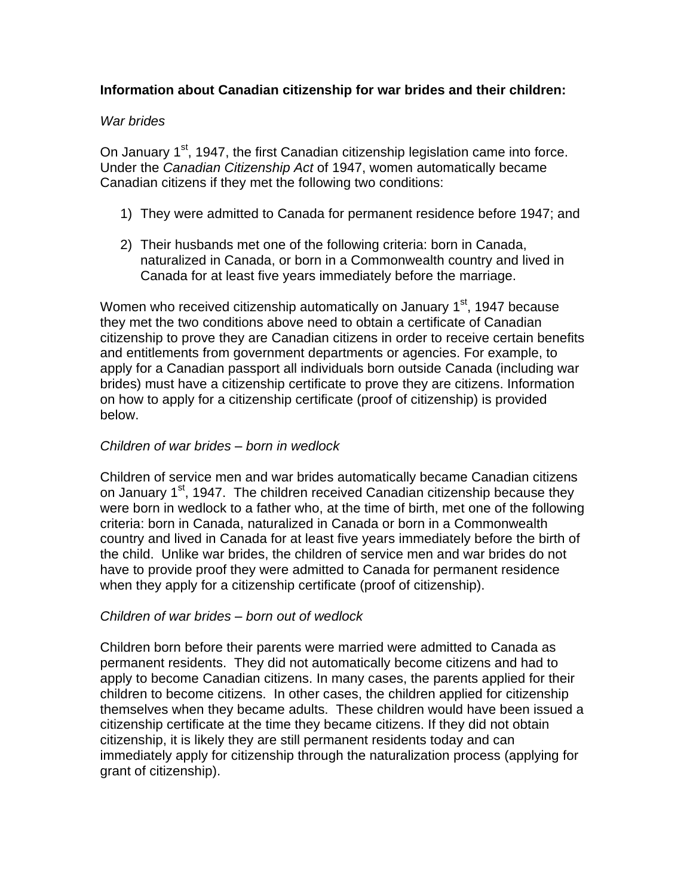**Information about Canadian citizenship for war brides and their children:**

*War brides*

On January 1st, 1947, the first Canadian citizenship legislation came into force. Under the *Canadian Citizenship Act* of 1947, women automatically became Canadian citizens if they met the following two conditions:

1) They were admitted to Canada for permanent residence before 1947; and

2) Their husbands met one of the following criteria: born in Canada, naturalized in Canada, or born in a Commonwealth country and lived in Canada for at least five years immediately before the marriage.

Women who received citizenship automatically on January 1st, 1947 because they met the two conditions above need to obtain a certificate of Canadian citizenship to prove they are Canadian citizens in order to receive certain benefits and entitlements from government departments or agencies. For example, to apply for a Canadian passport all individuals born outside Canada (including war brides) must have a citizenship certificate to prove they are citizens. Information on how to apply for a citizenship certificate (proof of citizenship) is provided below.

*Children of war brides – born in wedlock*

Children of service men and war brides automatically became Canadian citizens on January 1st, 1947. The children received Canadian citizenship because they were born in wedlock to a father who, at the time of birth, met one of the following criteria: born in Canada, naturalized in Canada or born in a Commonwealth country and lived in Canada for at least five years immediately before the birth of the child. Unlike war brides, the children of service men and war brides do not have to provide proof they were admitted to Canada for permanent residence when they apply for a citizenship certificate (proof of citizenship).

*Children of war brides – born out of wedlock*

Children born before their parents were married were admitted to Canada as permanent residents. They did not automatically become citizens and had to apply to become Canadian citizens. In many cases, the parents applied for their children to become citizens. In other cases, the children applied for citizenship themselves when they became adults. These children would have been issued a citizenship certificate at the time they became citizens. If they did not obtain citizenship, it is likely they are still permanent residents today and can immediately apply for citizenship through the naturalization process (applying for grant of citizenship).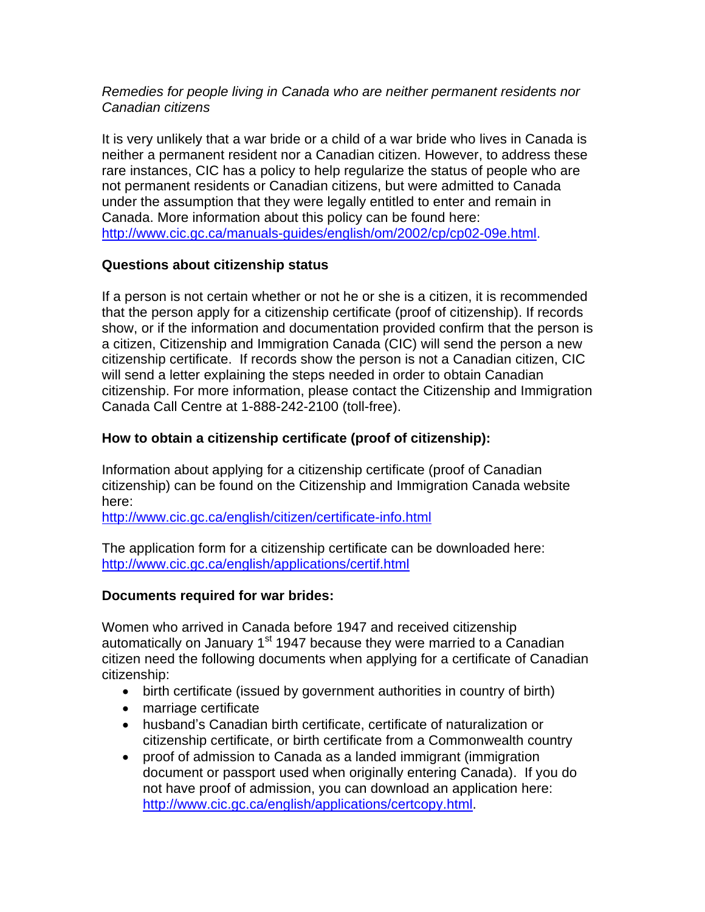*Remedies for people living in Canada who are neither permanent residents nor Canadian citizens*

It is very unlikely that a war bride or a child of a war bride who lives in Canada is neither a permanent resident nor a Canadian citizen. However, to address these rare instances, CIC has a policy to help regularize the status of people who are not permanent residents or Canadian citizens, but were admitted to Canada under the assumption that they were legally entitled to enter and remain in Canada. More information about this policy can be found here: http://www.cic.gc.ca/manuals-guides/english/om/2002/cp/cp02-09e.html.

**Questions about citizenship status**

If a person is not certain whether or not he or she is a citizen, it is recommended that the person apply for a citizenship certificate (proof of citizenship). If records show, or if the information and documentation provided confirm that the person is a citizen, Citizenship and Immigration Canada (CIC) will send the person a new citizenship certificate. If records show the person is not a Canadian citizen, CIC will send a letter explaining the steps needed in order to obtain Canadian citizenship. For more information, please contact the Citizenship and Immigration Canada Call Centre at 1-888-242-2100 (toll-free).

**How to obtain a citizenship certificate (proof of citizenship):**

Information about applying for a citizenship certificate (proof of Canadian citizenship) can be found on the Citizenship and Immigration Canada website here:
http://www.cic.gc.ca/english/citizen/certificate-info.html

The application form for a citizenship certificate can be downloaded here:
http://www.cic.gc.ca/english/applications/certif.html

**Documents required for war brides:**

Women who arrived in Canada before 1947 and received citizenship automatically on January 1st 1947 because they were married to a Canadian citizen need the following documents when applying for a certificate of Canadian citizenship:

- birth certificate (issued by government authorities in country of birth)
- marriage certificate
- husband's Canadian birth certificate, certificate of naturalization or citizenship certificate, or birth certificate from a Commonwealth country
- proof of admission to Canada as a landed immigrant (immigration document or passport used when originally entering Canada). If you do not have proof of admission, you can download an application here: http://www.cic.gc.ca/english/applications/certcopy.html.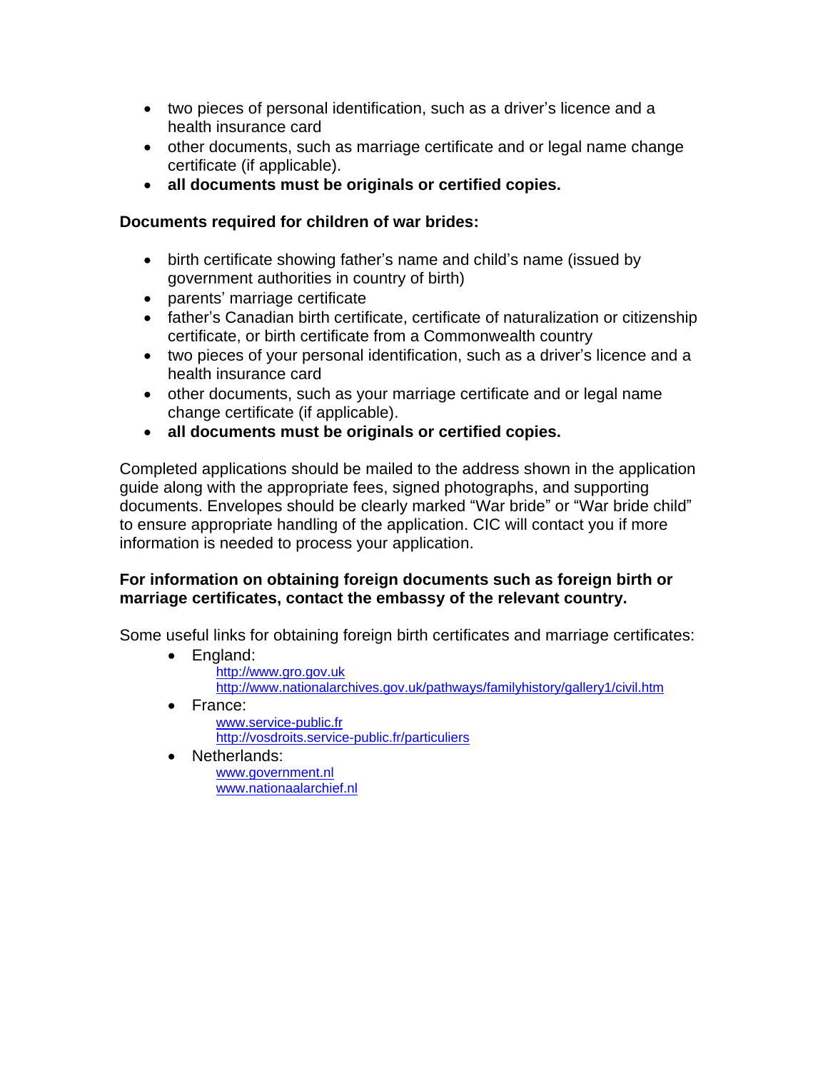- two pieces of personal identification, such as a driver's licence and a health insurance card
- other documents, such as marriage certificate and or legal name change certificate (if applicable).
- **all documents must be originals or certified copies.**

**Documents required for children of war brides:**

- birth certificate showing father's name and child's name (issued by government authorities in country of birth)
- parents' marriage certificate
- father's Canadian birth certificate, certificate of naturalization or citizenship certificate, or birth certificate from a Commonwealth country
- two pieces of your personal identification, such as a driver's licence and a health insurance card
- other documents, such as your marriage certificate and or legal name change certificate (if applicable).
- **all documents must be originals or certified copies.**

Completed applications should be mailed to the address shown in the application guide along with the appropriate fees, signed photographs, and supporting documents. Envelopes should be clearly marked "War bride" or "War bride child" to ensure appropriate handling of the application. CIC will contact you if more information is needed to process your application.

**For information on obtaining foreign documents such as foreign birth or marriage certificates, contact the embassy of the relevant country.**

Some useful links for obtaining foreign birth certificates and marriage certificates:

- England:
  - http://www.gro.gov.uk
  - http://www.nationalarchives.gov.uk/pathways/familyhistory/gallery1/civil.htm
- France:
  - www.service-public.fr
  - http://vosdroits.service-public.fr/particuliers
- Netherlands:
  - www.government.nl
  - www.nationaalarchief.nl